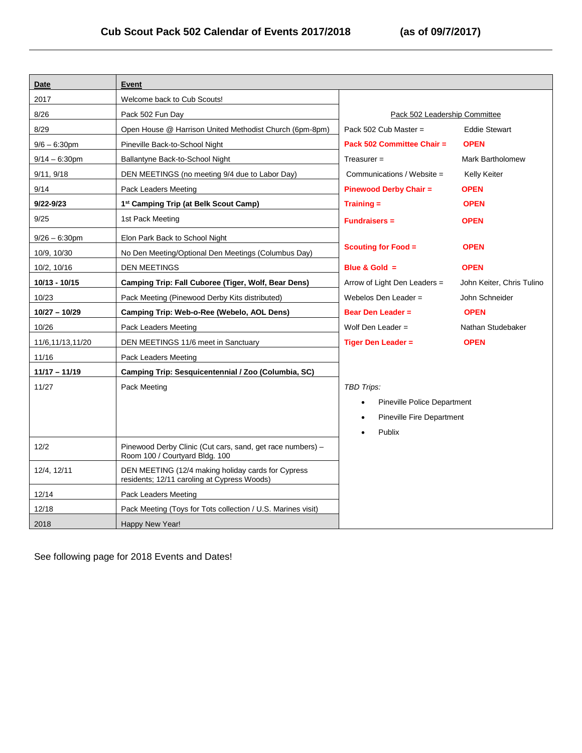# Cub Scout Pack 502 Calendar of Events 2017/2018 (as of 09/7/2017)

| Date | Event |
|---|---|
| 2017 | Welcome back to Cub Scouts! |
| 8/26 | Pack 502 Fun Day |
| 8/29 | Open House @ Harrison United Methodist Church (6pm-8pm) |
| 9/6 – 6:30pm | Pineville Back-to-School Night |
| 9/14 – 6:30pm | Ballantyne Back-to-School Night |
| 9/11, 9/18 | DEN MEETINGS (no meeting 9/4 due to Labor Day) |
| 9/14 | Pack Leaders Meeting |
| **9/22-9/23** | **1st Camping Trip (at Belk Scout Camp)** |
| 9/25 | 1st Pack Meeting |
| 9/26 – 6:30pm | Elon Park Back to School Night |
| 10/9, 10/30 | No Den Meeting/Optional Den Meetings (Columbus Day) |
| 10/2, 10/16 | DEN MEETINGS |
| **10/13 - 10/15** | **Camping Trip: Fall Cuboree (Tiger, Wolf, Bear Dens)** |
| 10/23 | Pack Meeting (Pinewood Derby Kits distributed) |
| **10/27 – 10/29** | **Camping Trip: Web-o-Ree (Webelo, AOL Dens)** |
| 10/26 | Pack Leaders Meeting |
| 11/6,11/13,11/20 | DEN MEETINGS 11/6 meet in Sanctuary |
| 11/16 | Pack Leaders Meeting |
| **11/17 – 11/19** | **Camping Trip: Sesquicentennial / Zoo (Columbia, SC)** |
| 11/27 | Pack Meeting |
| 12/2 | Pinewood Derby Clinic (Cut cars, sand, get race numbers) – Room 100 / Courtyard Bldg. 100 |
| 12/4, 12/11 | DEN MEETING (12/4 making holiday cards for Cypress residents; 12/11 caroling at Cypress Woods) |
| 12/14 | Pack Leaders Meeting |
| 12/18 | Pack Meeting (Toys for Tots collection / U.S. Marines visit) |
| 2018 | Happy New Year! |

Pack 502 Leadership Committee

| Position | Name |
|---|---|
| Pack 502 Cub Master = | Eddie Stewart |
| **Pack 502 Committee Chair =** | **OPEN** |
| Treasurer = | Mark Bartholomew |
| Communications / Website = | Kelly Keiter |
| **Pinewood Derby Chair =** | **OPEN** |
| **Training =** | **OPEN** |
| **Fundraisers =** | **OPEN** |
| **Scouting for Food =** | **OPEN** |
| **Blue & Gold =** | **OPEN** |
| Arrow of Light Den Leaders = | John Keiter, Chris Tulino |
| Webelos Den Leader = | John Schneider |
| **Bear Den Leader =** | **OPEN** |
| Wolf Den Leader = | Nathan Studebaker |
| **Tiger Den Leader =** | **OPEN** |

*TBD Trips:*

- Pineville Police Department
- Pineville Fire Department
- Publix

See following page for 2018 Events and Dates!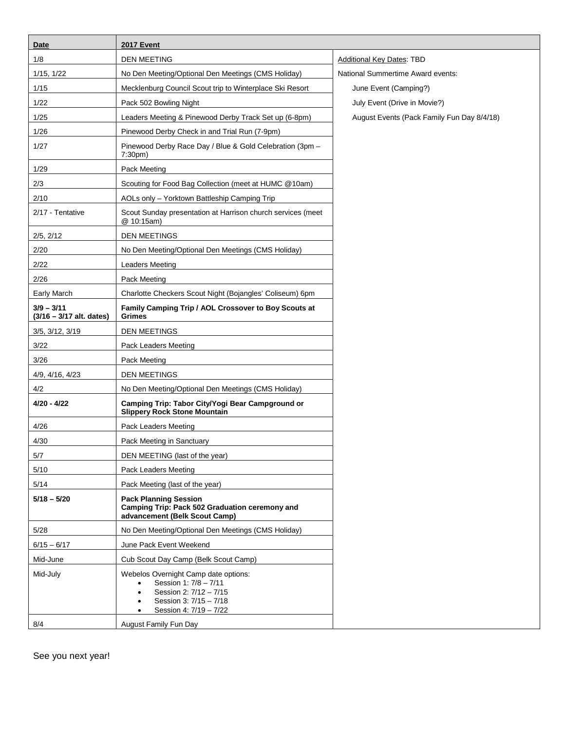| Date | 2017 Event | |
|---|---|---|
| 1/8 | DEN MEETING | Additional Key Dates: TBD |
| 1/15, 1/22 | No Den Meeting/Optional Den Meetings (CMS Holiday) | National Summertime Award events: |
| 1/15 | Mecklenburg Council Scout trip to Winterplace Ski Resort | June Event (Camping?) |
| 1/22 | Pack 502 Bowling Night | July Event (Drive in Movie?) |
| 1/25 | Leaders Meeting & Pinewood Derby Track Set up (6-8pm) | August Events (Pack Family Fun Day 8/4/18) |
| 1/26 | Pinewood Derby Check in and Trial Run (7-9pm) | |
| 1/27 | Pinewood Derby Race Day / Blue & Gold Celebration (3pm – 7:30pm) | |
| 1/29 | Pack Meeting | |
| 2/3 | Scouting for Food Bag Collection (meet at HUMC @10am) | |
| 2/10 | AOLs only – Yorktown Battleship Camping Trip | |
| 2/17 - Tentative | Scout Sunday presentation at Harrison church services (meet @ 10:15am) | |
| 2/5, 2/12 | DEN MEETINGS | |
| 2/20 | No Den Meeting/Optional Den Meetings (CMS Holiday) | |
| 2/22 | Leaders Meeting | |
| 2/26 | Pack Meeting | |
| Early March | Charlotte Checkers Scout Night (Bojangles' Coliseum) 6pm | |
| **3/9 – 3/11 (3/16 – 3/17 alt. dates)** | **Family Camping Trip / AOL Crossover to Boy Scouts at Grimes** | |
| 3/5, 3/12, 3/19 | DEN MEETINGS | |
| 3/22 | Pack Leaders Meeting | |
| 3/26 | Pack Meeting | |
| 4/9, 4/16, 4/23 | DEN MEETINGS | |
| 4/2 | No Den Meeting/Optional Den Meetings (CMS Holiday) | |
| **4/20 - 4/22** | **Camping Trip: Tabor City/Yogi Bear Campground or Slippery Rock Stone Mountain** | |
| 4/26 | Pack Leaders Meeting | |
| 4/30 | Pack Meeting in Sanctuary | |
| 5/7 | DEN MEETING (last of the year) | |
| 5/10 | Pack Leaders Meeting | |
| 5/14 | Pack Meeting (last of the year) | |
| **5/18 – 5/20** | **Pack Planning Session<br>Camping Trip: Pack 502 Graduation ceremony and advancement (Belk Scout Camp)** | |
| 5/28 | No Den Meeting/Optional Den Meetings (CMS Holiday) | |
| 6/15 – 6/17 | June Pack Event Weekend | |
| Mid-June | Cub Scout Day Camp (Belk Scout Camp) | |
| Mid-July | Webelos Overnight Camp date options:<br>• Session 1: 7/8 – 7/11<br>• Session 2: 7/12 – 7/15<br>• Session 3: 7/15 – 7/18<br>• Session 4: 7/19 – 7/22 | |
| 8/4 | August Family Fun Day | |

See you next year!